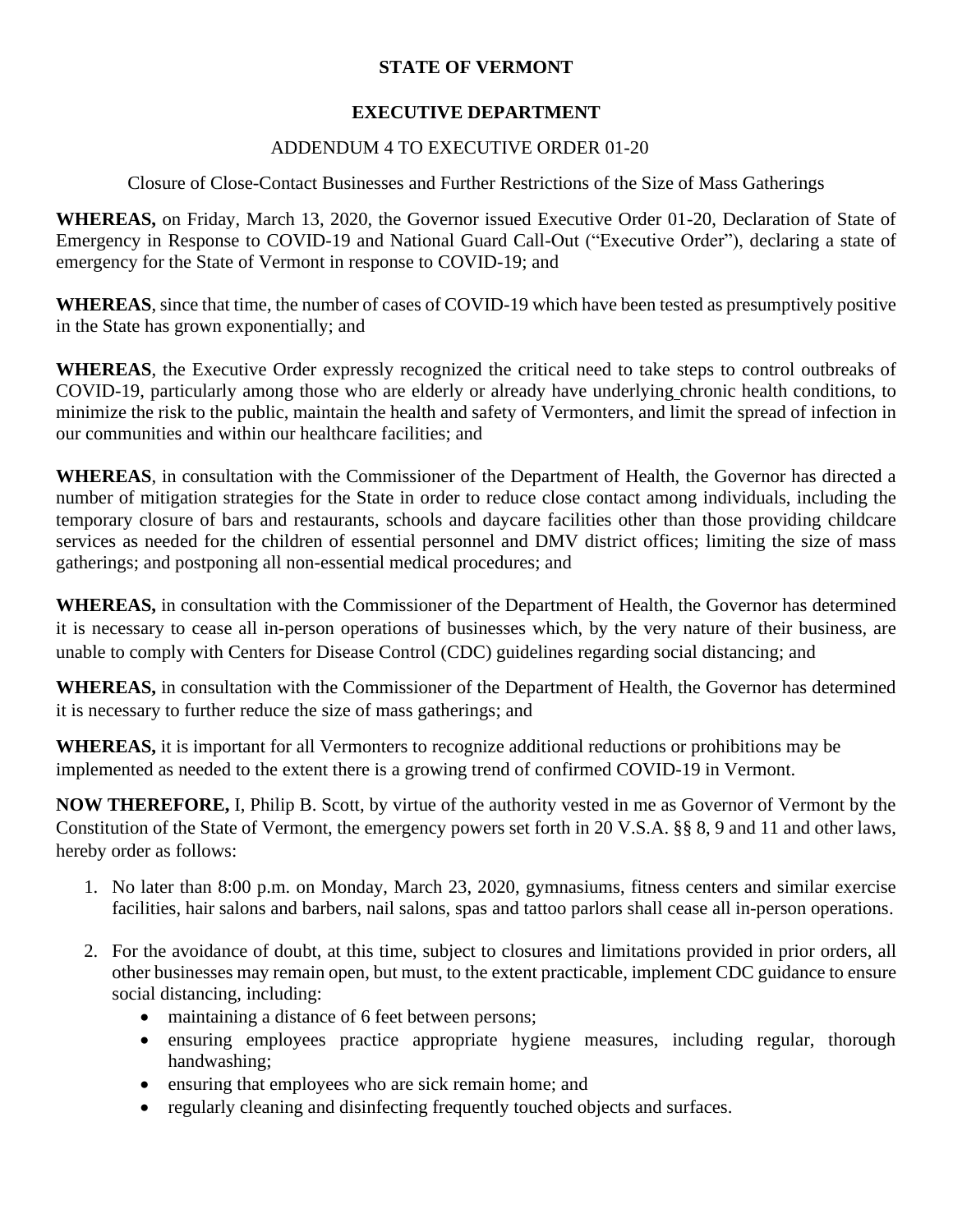**STATE OF VERMONT**

**EXECUTIVE DEPARTMENT**

ADDENDUM 4 TO EXECUTIVE ORDER 01-20

Closure of Close-Contact Businesses and Further Restrictions of the Size of Mass Gatherings

**WHEREAS,** on Friday, March 13, 2020, the Governor issued Executive Order 01-20, Declaration of State of Emergency in Response to COVID-19 and National Guard Call-Out ("Executive Order"), declaring a state of emergency for the State of Vermont in response to COVID-19; and

**WHEREAS**, since that time, the number of cases of COVID-19 which have been tested as presumptively positive in the State has grown exponentially; and

**WHEREAS**, the Executive Order expressly recognized the critical need to take steps to control outbreaks of COVID-19, particularly among those who are elderly or already have underlying chronic health conditions, to minimize the risk to the public, maintain the health and safety of Vermonters, and limit the spread of infection in our communities and within our healthcare facilities; and

**WHEREAS**, in consultation with the Commissioner of the Department of Health, the Governor has directed a number of mitigation strategies for the State in order to reduce close contact among individuals, including the temporary closure of bars and restaurants, schools and daycare facilities other than those providing childcare services as needed for the children of essential personnel and DMV district offices; limiting the size of mass gatherings; and postponing all non-essential medical procedures; and

**WHEREAS,** in consultation with the Commissioner of the Department of Health, the Governor has determined it is necessary to cease all in-person operations of businesses which, by the very nature of their business, are unable to comply with Centers for Disease Control (CDC) guidelines regarding social distancing; and

**WHEREAS,** in consultation with the Commissioner of the Department of Health, the Governor has determined it is necessary to further reduce the size of mass gatherings; and

**WHEREAS,** it is important for all Vermonters to recognize additional reductions or prohibitions may be implemented as needed to the extent there is a growing trend of confirmed COVID-19 in Vermont.

**NOW THEREFORE,** I, Philip B. Scott, by virtue of the authority vested in me as Governor of Vermont by the Constitution of the State of Vermont, the emergency powers set forth in 20 V.S.A. §§ 8, 9 and 11 and other laws, hereby order as follows:

1. No later than 8:00 p.m. on Monday, March 23, 2020, gymnasiums, fitness centers and similar exercise facilities, hair salons and barbers, nail salons, spas and tattoo parlors shall cease all in-person operations.

2. For the avoidance of doubt, at this time, subject to closures and limitations provided in prior orders, all other businesses may remain open, but must, to the extent practicable, implement CDC guidance to ensure social distancing, including:
   - maintaining a distance of 6 feet between persons;
   - ensuring employees practice appropriate hygiene measures, including regular, thorough handwashing;
   - ensuring that employees who are sick remain home; and
   - regularly cleaning and disinfecting frequently touched objects and surfaces.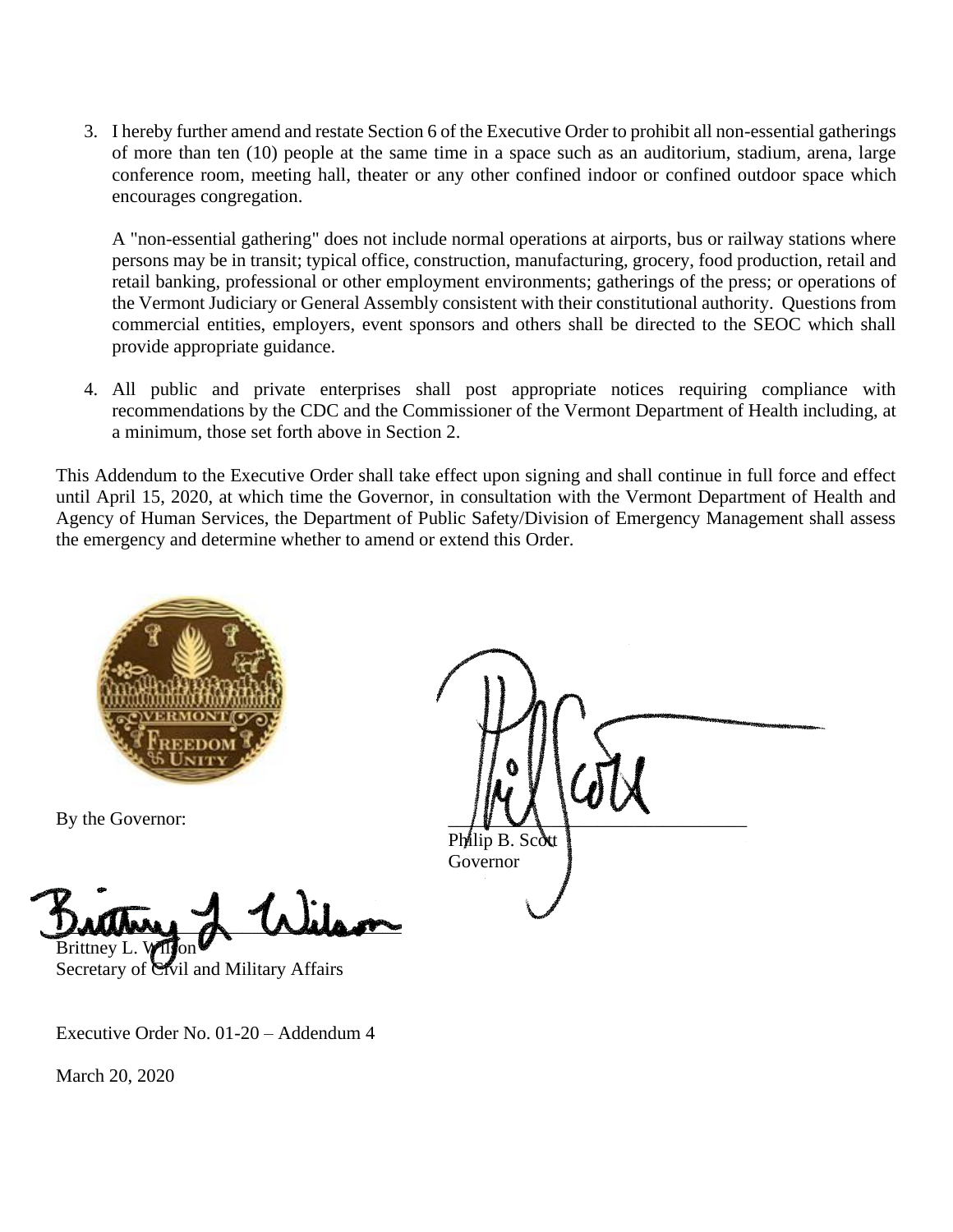3. I hereby further amend and restate Section 6 of the Executive Order to prohibit all non-essential gatherings of more than ten (10) people at the same time in a space such as an auditorium, stadium, arena, large conference room, meeting hall, theater or any other confined indoor or confined outdoor space which encourages congregation.

   A "non-essential gathering" does not include normal operations at airports, bus or railway stations where persons may be in transit; typical office, construction, manufacturing, grocery, food production, retail and retail banking, professional or other employment environments; gatherings of the press; or operations of the Vermont Judiciary or General Assembly consistent with their constitutional authority. Questions from commercial entities, employers, event sponsors and others shall be directed to the SEOC which shall provide appropriate guidance.

4. All public and private enterprises shall post appropriate notices requiring compliance with recommendations by the CDC and the Commissioner of the Vermont Department of Health including, at a minimum, those set forth above in Section 2.

This Addendum to the Executive Order shall take effect upon signing and shall continue in full force and effect until April 15, 2020, at which time the Governor, in consultation with the Vermont Department of Health and Agency of Human Services, the Department of Public Safety/Division of Emergency Management shall assess the emergency and determine whether to amend or extend this Order.

Philip B. Scott
Governor

By the Governor:

Brittney L. Wilson
Secretary of Civil and Military Affairs

Executive Order No. 01-20 – Addendum 4

March 20, 2020